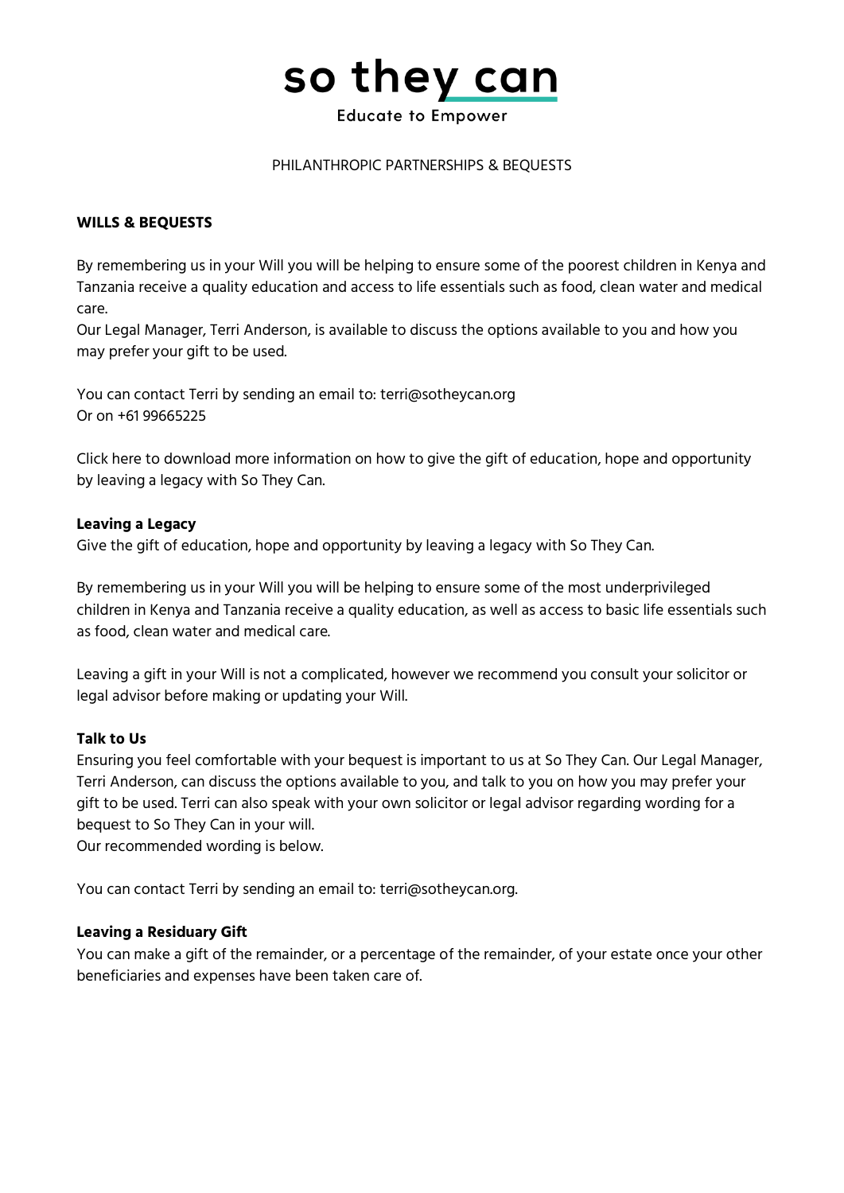# so they can

Educate to Empower

PHILANTHROPIC PARTNERSHIPS & BEQUESTS

**WILLS & BEQUESTS**

By remembering us in your Will you will be helping to ensure some of the poorest children in Kenya and Tanzania receive a quality education and access to life essentials such as food, clean water and medical care.
Our Legal Manager, Terri Anderson, is available to discuss the options available to you and how you may prefer your gift to be used.

You can contact Terri by sending an email to: terri@sotheycan.org
Or on +61 99665225

Click here to download more information on how to give the gift of education, hope and opportunity by leaving a legacy with So They Can.

**Leaving a Legacy**
Give the gift of education, hope and opportunity by leaving a legacy with So They Can.

By remembering us in your Will you will be helping to ensure some of the most underprivileged children in Kenya and Tanzania receive a quality education, as well as access to basic life essentials such as food, clean water and medical care.

Leaving a gift in your Will is not a complicated, however we recommend you consult your solicitor or legal advisor before making or updating your Will.

**Talk to Us**
Ensuring you feel comfortable with your bequest is important to us at So They Can. Our Legal Manager, Terri Anderson, can discuss the options available to you, and talk to you on how you may prefer your gift to be used. Terri can also speak with your own solicitor or legal advisor regarding wording for a bequest to So They Can in your will.
Our recommended wording is below.

You can contact Terri by sending an email to: terri@sotheycan.org.

**Leaving a Residuary Gift**
You can make a gift of the remainder, or a percentage of the remainder, of your estate once your other beneficiaries and expenses have been taken care of.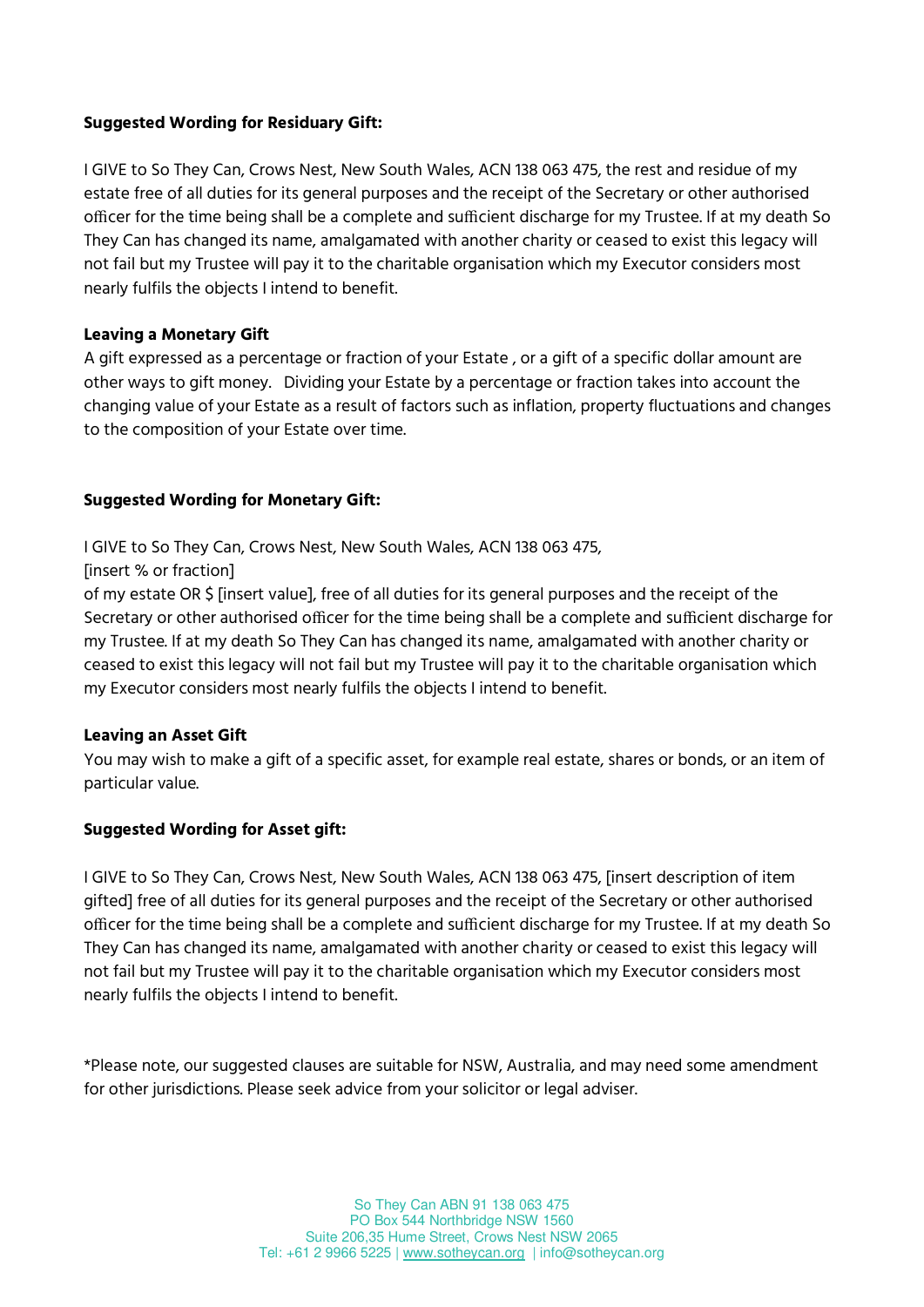**Suggested Wording for Residuary Gift:**

I GIVE to So They Can, Crows Nest, New South Wales, ACN 138 063 475, the rest and residue of my estate free of all duties for its general purposes and the receipt of the Secretary or other authorised officer for the time being shall be a complete and sufficient discharge for my Trustee. If at my death So They Can has changed its name, amalgamated with another charity or ceased to exist this legacy will not fail but my Trustee will pay it to the charitable organisation which my Executor considers most nearly fulfils the objects I intend to benefit.

**Leaving a Monetary Gift**

A gift expressed as a percentage or fraction of your Estate , or a gift of a specific dollar amount are other ways to gift money. Dividing your Estate by a percentage or fraction takes into account the changing value of your Estate as a result of factors such as inflation, property fluctuations and changes to the composition of your Estate over time.

**Suggested Wording for Monetary Gift:**

I GIVE to So They Can, Crows Nest, New South Wales, ACN 138 063 475,
[insert % or fraction]
of my estate OR $ [insert value], free of all duties for its general purposes and the receipt of the Secretary or other authorised officer for the time being shall be a complete and sufficient discharge for my Trustee. If at my death So They Can has changed its name, amalgamated with another charity or ceased to exist this legacy will not fail but my Trustee will pay it to the charitable organisation which my Executor considers most nearly fulfils the objects I intend to benefit.

**Leaving an Asset Gift**

You may wish to make a gift of a specific asset, for example real estate, shares or bonds, or an item of particular value.

**Suggested Wording for Asset gift:**

I GIVE to So They Can, Crows Nest, New South Wales, ACN 138 063 475, [insert description of item gifted] free of all duties for its general purposes and the receipt of the Secretary or other authorised officer for the time being shall be a complete and sufficient discharge for my Trustee. If at my death So They Can has changed its name, amalgamated with another charity or ceased to exist this legacy will not fail but my Trustee will pay it to the charitable organisation which my Executor considers most nearly fulfils the objects I intend to benefit.

*Please note, our suggested clauses are suitable for NSW, Australia, and may need some amendment for other jurisdictions. Please seek advice from your solicitor or legal adviser.

So They Can ABN 91 138 063 475
PO Box 544 Northbridge NSW 1560
Suite 206,35 Hume Street, Crows Nest NSW 2065
Tel: +61 2 9966 5225 | www.sotheycan.org | info@sotheycan.org